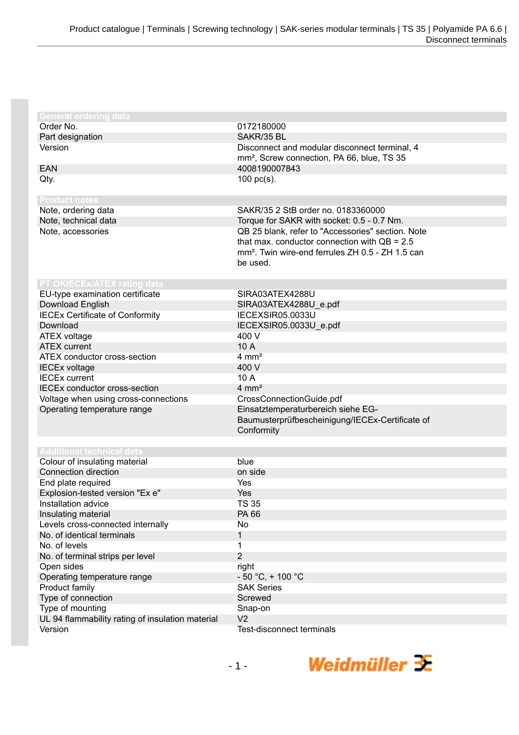## General ordering data

| | |
|---|---|
| Order No. | 0172180000 |
| Part designation | SAKR/35 BL |
| Version | Disconnect and modular disconnect terminal, 4 mm², Screw connection, PA 66, blue, TS 35 |
| EAN | 4008190007843 |
| Qty. | 100 pc(s). |

## Product notes

| | |
|---|---|
| Note, ordering data | SAKR/35 2 StB order no. 0183360000 |
| Note, technical data | Torque for SAKR with socket: 0.5 - 0.7 Nm. |
| Note, accessories | QB 25 blank, refer to "Accessories" section. Note that max. conductor connection with QB = 2.5 mm². Twin wire-end ferrules ZH 0.5 - ZH 1.5 can be used. |

## PT OKIECEx/ATEX rating data

| | |
|---|---|
| EU-type examination certificate | SIRA03ATEX4288U |
| Download English | SIRA03ATEX4288U_e.pdf |
| IECEx Certificate of Conformity | IECEXSIR05.0033U |
| Download | IECEXSIR05.0033U_e.pdf |
| ATEX voltage | 400 V |
| ATEX current | 10 A |
| ATEX conductor cross-section | 4 mm² |
| IECEx voltage | 400 V |
| IECEx current | 10 A |
| IECEx conductor cross-section | 4 mm² |
| Voltage when using cross-connections | CrossConnectionGuide.pdf |
| Operating temperature range | Einsatztemperaturbereich siehe EG-Baumusterprüfbescheinigung/IECEx-Certificate of Conformity |

## Additional technical data

| | |
|---|---|
| Colour of insulating material | blue |
| Connection direction | on side |
| End plate required | Yes |
| Explosion-tested version "Ex e" | Yes |
| Installation advice | TS 35 |
| Insulating material | PA 66 |
| Levels cross-connected internally | No |
| No. of identical terminals | 1 |
| No. of levels | 1 |
| No. of terminal strips per level | 2 |
| Open sides | right |
| Operating temperature range | - 50 °C, + 100 °C |
| Product family | SAK Series |
| Type of connection | Screwed |
| Type of mounting | Snap-on |
| UL 94 flammability rating of insulation material | V2 |
| Version | Test-disconnect terminals |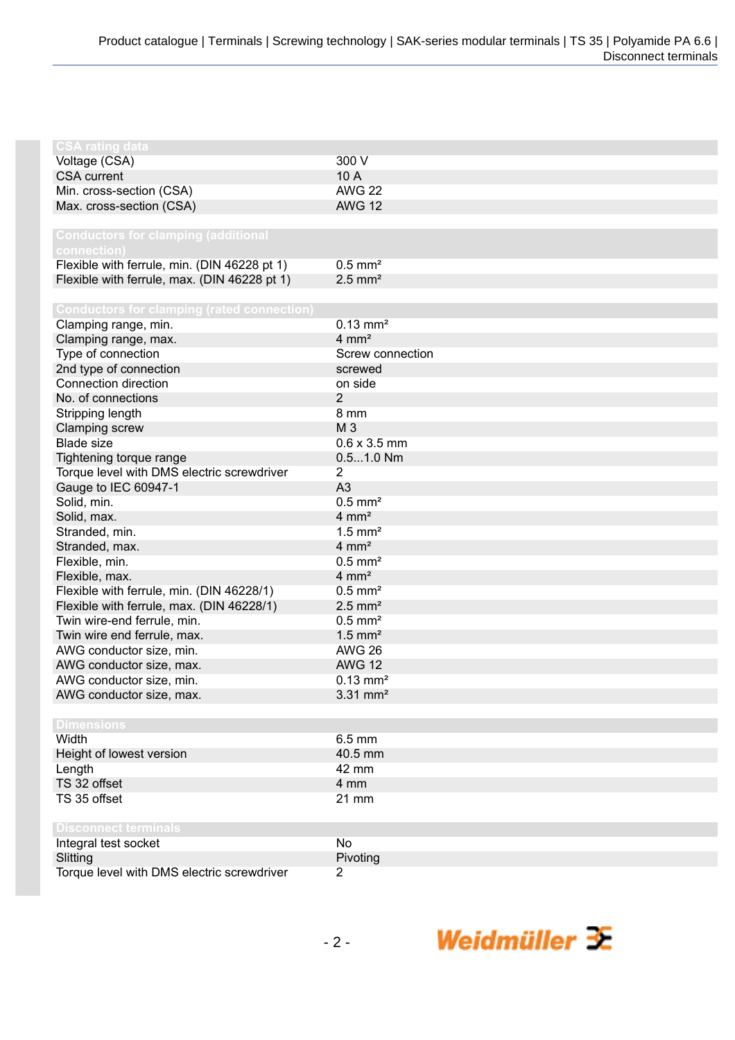| CSA rating data | |
|---|---|
| Voltage (CSA) | 300 V |
| CSA current | 10 A |
| Min. cross-section (CSA) | AWG 22 |
| Max. cross-section (CSA) | AWG 12 |

| Conductors for clamping (additional connection) | |
|---|---|
| Flexible with ferrule, min. (DIN 46228 pt 1) | 0.5 mm² |
| Flexible with ferrule, max. (DIN 46228 pt 1) | 2.5 mm² |

| Conductors for clamping (rated connection) | |
|---|---|
| Clamping range, min. | 0.13 mm² |
| Clamping range, max. | 4 mm² |
| Type of connection | Screw connection |
| 2nd type of connection | screwed |
| Connection direction | on side |
| No. of connections | 2 |
| Stripping length | 8 mm |
| Clamping screw | M 3 |
| Blade size | 0.6 x 3.5 mm |
| Tightening torque range | 0.5...1.0 Nm |
| Torque level with DMS electric screwdriver | 2 |
| Gauge to IEC 60947-1 | A3 |
| Solid, min. | 0.5 mm² |
| Solid, max. | 4 mm² |
| Stranded, min. | 1.5 mm² |
| Stranded, max. | 4 mm² |
| Flexible, min. | 0.5 mm² |
| Flexible, max. | 4 mm² |
| Flexible with ferrule, min. (DIN 46228/1) | 0.5 mm² |
| Flexible with ferrule, max. (DIN 46228/1) | 2.5 mm² |
| Twin wire-end ferrule, min. | 0.5 mm² |
| Twin wire end ferrule, max. | 1.5 mm² |
| AWG conductor size, min. | AWG 26 |
| AWG conductor size, max. | AWG 12 |
| AWG conductor size, min. | 0.13 mm² |
| AWG conductor size, max. | 3.31 mm² |

| Dimensions | |
|---|---|
| Width | 6.5 mm |
| Height of lowest version | 40.5 mm |
| Length | 42 mm |
| TS 32 offset | 4 mm |
| TS 35 offset | 21 mm |

| Disconnect terminals | |
|---|---|
| Integral test socket | No |
| Slitting | Pivoting |
| Torque level with DMS electric screwdriver | 2 |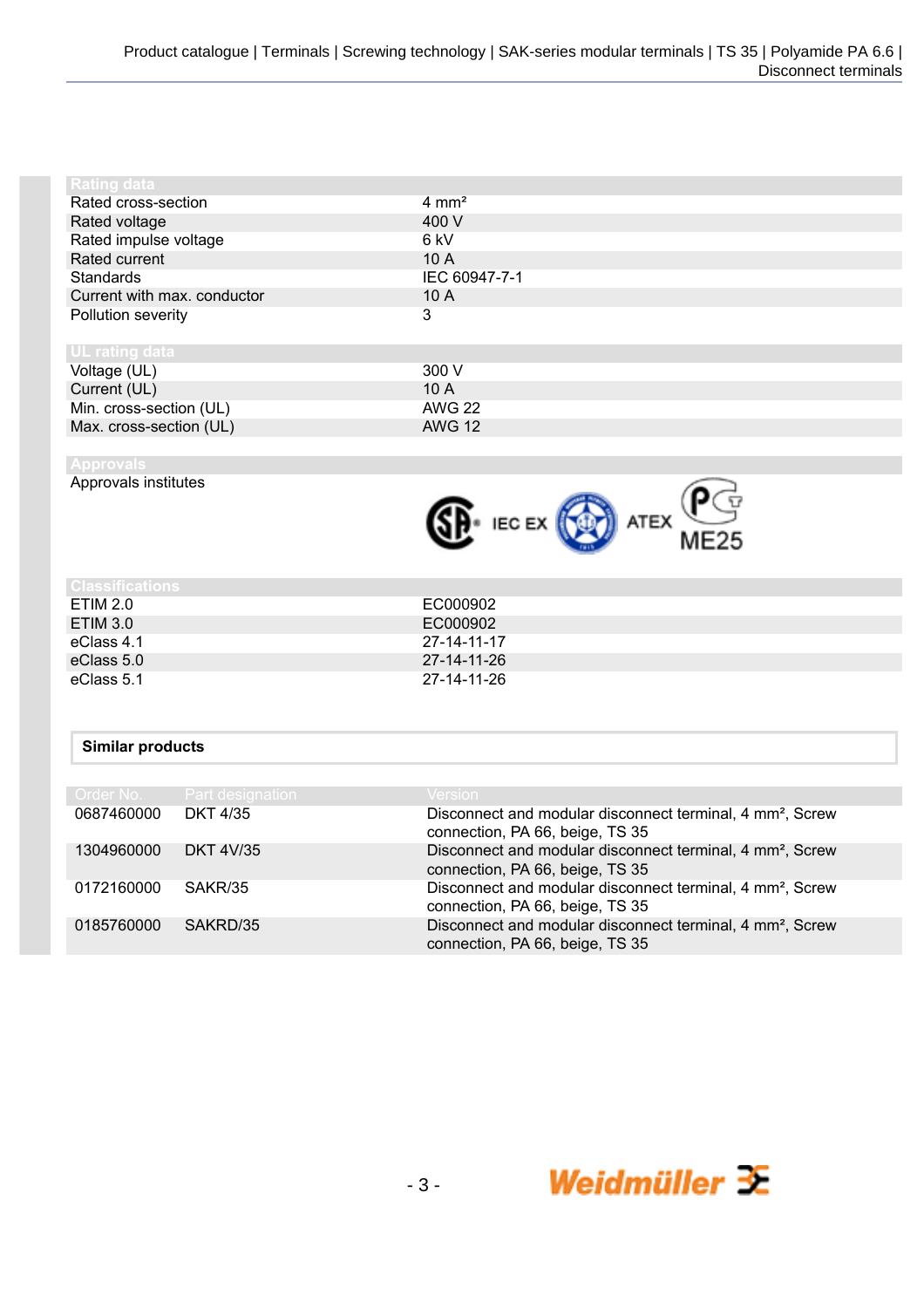| Rating data | |
|---|---|
| Rated cross-section | 4 mm² |
| Rated voltage | 400 V |
| Rated impulse voltage | 6 kV |
| Rated current | 10 A |
| Standards | IEC 60947-7-1 |
| Current with max. conductor | 10 A |
| Pollution severity | 3 |

| UL rating data | |
|---|---|
| Voltage (UL) | 300 V |
| Current (UL) | 10 A |
| Min. cross-section (UL) | AWG 22 |
| Max. cross-section (UL) | AWG 12 |

| Approvals | |
|---|---|
| Approvals institutes | IEC EX, ATEX, ME25 |

| Classifications | |
|---|---|
| ETIM 2.0 | EC000902 |
| ETIM 3.0 | EC000902 |
| eClass 4.1 | 27-14-11-17 |
| eClass 5.0 | 27-14-11-26 |
| eClass 5.1 | 27-14-11-26 |

**Similar products**

| Order No. | Part designation | Version |
|---|---|---|
| 0687460000 | DKT 4/35 | Disconnect and modular disconnect terminal, 4 mm², Screw connection, PA 66, beige, TS 35 |
| 1304960000 | DKT 4V/35 | Disconnect and modular disconnect terminal, 4 mm², Screw connection, PA 66, beige, TS 35 |
| 0172160000 | SAKR/35 | Disconnect and modular disconnect terminal, 4 mm², Screw connection, PA 66, beige, TS 35 |
| 0185760000 | SAKRD/35 | Disconnect and modular disconnect terminal, 4 mm², Screw connection, PA 66, beige, TS 35 |